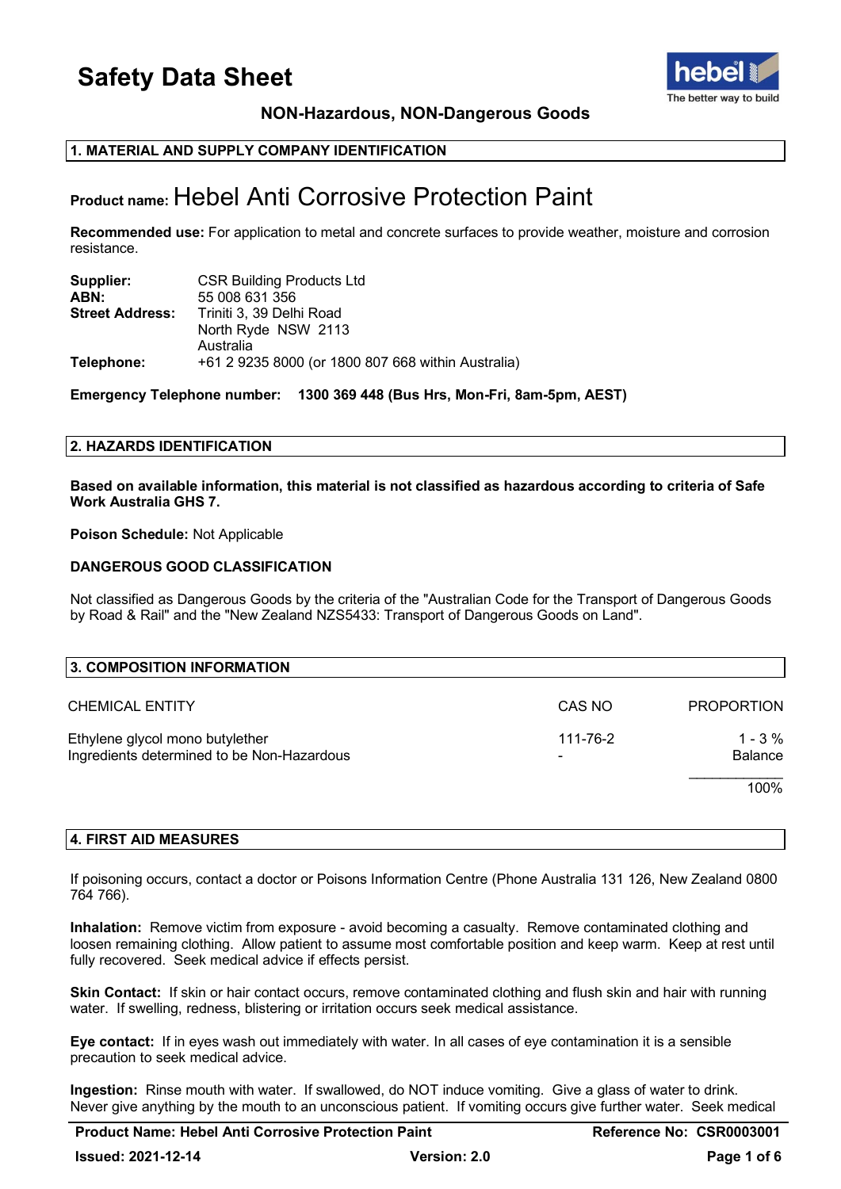# Safety Data Sheet

**NON-Hazardous, NON-Dangerous Goods**

## 1. MATERIAL AND SUPPLY COMPANY IDENTIFICATION

**Product name:** Hebel Anti Corrosive Protection Paint

**Recommended use:** For application to metal and concrete surfaces to provide weather, moisture and corrosion resistance.

**Supplier:** CSR Building Products Ltd
**ABN:** 55 008 631 356
**Street Address:** Triniti 3, 39 Delhi Road
North Ryde NSW 2113
Australia
**Telephone:** +61 2 9235 8000 (or 1800 807 668 within Australia)

**Emergency Telephone number: 1300 369 448 (Bus Hrs, Mon-Fri, 8am-5pm, AEST)**

## 2. HAZARDS IDENTIFICATION

**Based on available information, this material is not classified as hazardous according to criteria of Safe Work Australia GHS 7.**

**Poison Schedule:** Not Applicable

**DANGEROUS GOOD CLASSIFICATION**

Not classified as Dangerous Goods by the criteria of the "Australian Code for the Transport of Dangerous Goods by Road & Rail" and the "New Zealand NZS5433: Transport of Dangerous Goods on Land".

## 3. COMPOSITION INFORMATION

| CHEMICAL ENTITY | CAS NO | PROPORTION |
|---|---|---|
| Ethylene glycol mono butylether | 111-76-2 | 1 - 3 % |
| Ingredients determined to be Non-Hazardous | - | Balance |
| | | 100% |

## 4. FIRST AID MEASURES

If poisoning occurs, contact a doctor or Poisons Information Centre (Phone Australia 131 126, New Zealand 0800 764 766).

**Inhalation:** Remove victim from exposure - avoid becoming a casualty. Remove contaminated clothing and loosen remaining clothing. Allow patient to assume most comfortable position and keep warm. Keep at rest until fully recovered. Seek medical advice if effects persist.

**Skin Contact:** If skin or hair contact occurs, remove contaminated clothing and flush skin and hair with running water. If swelling, redness, blistering or irritation occurs seek medical assistance.

**Eye contact:** If in eyes wash out immediately with water. In all cases of eye contamination it is a sensible precaution to seek medical advice.

**Ingestion:** Rinse mouth with water. If swallowed, do NOT induce vomiting. Give a glass of water to drink. Never give anything by the mouth to an unconscious patient. If vomiting occurs give further water. Seek medical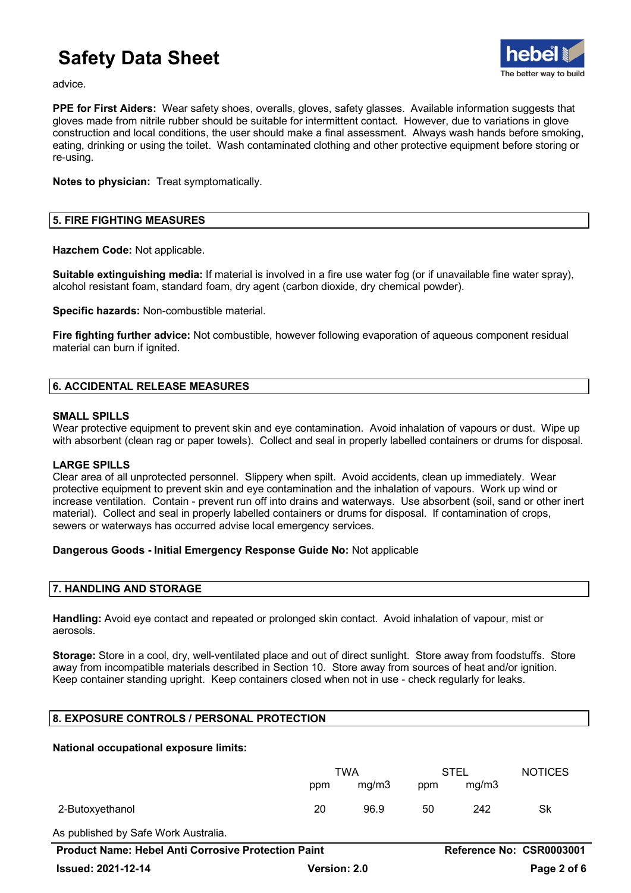advice.

**PPE for First Aiders:** Wear safety shoes, overalls, gloves, safety glasses. Available information suggests that gloves made from nitrile rubber should be suitable for intermittent contact. However, due to variations in glove construction and local conditions, the user should make a final assessment. Always wash hands before smoking, eating, drinking or using the toilet. Wash contaminated clothing and other protective equipment before storing or re-using.

**Notes to physician:** Treat symptomatically.

## 5. FIRE FIGHTING MEASURES

**Hazchem Code:** Not applicable.

**Suitable extinguishing media:** If material is involved in a fire use water fog (or if unavailable fine water spray), alcohol resistant foam, standard foam, dry agent (carbon dioxide, dry chemical powder).

**Specific hazards:** Non-combustible material.

**Fire fighting further advice:** Not combustible, however following evaporation of aqueous component residual material can burn if ignited.

## 6. ACCIDENTAL RELEASE MEASURES

**SMALL SPILLS**
Wear protective equipment to prevent skin and eye contamination. Avoid inhalation of vapours or dust. Wipe up with absorbent (clean rag or paper towels). Collect and seal in properly labelled containers or drums for disposal.

**LARGE SPILLS**
Clear area of all unprotected personnel. Slippery when spilt. Avoid accidents, clean up immediately. Wear protective equipment to prevent skin and eye contamination and the inhalation of vapours. Work up wind or increase ventilation. Contain - prevent run off into drains and waterways. Use absorbent (soil, sand or other inert material). Collect and seal in properly labelled containers or drums for disposal. If contamination of crops, sewers or waterways has occurred advise local emergency services.

**Dangerous Goods - Initial Emergency Response Guide No:** Not applicable

## 7. HANDLING AND STORAGE

**Handling:** Avoid eye contact and repeated or prolonged skin contact. Avoid inhalation of vapour, mist or aerosols.

**Storage:** Store in a cool, dry, well-ventilated place and out of direct sunlight. Store away from foodstuffs. Store away from incompatible materials described in Section 10. Store away from sources of heat and/or ignition. Keep container standing upright. Keep containers closed when not in use - check regularly for leaks.

## 8. EXPOSURE CONTROLS / PERSONAL PROTECTION

**National occupational exposure limits:**

| | TWA | | STEL | | NOTICES |
|---|---|---|---|---|---|
| | ppm | mg/m3 | ppm | mg/m3 | |
| 2-Butoxyethanol | 20 | 96.9 | 50 | 242 | Sk |

As published by Safe Work Australia.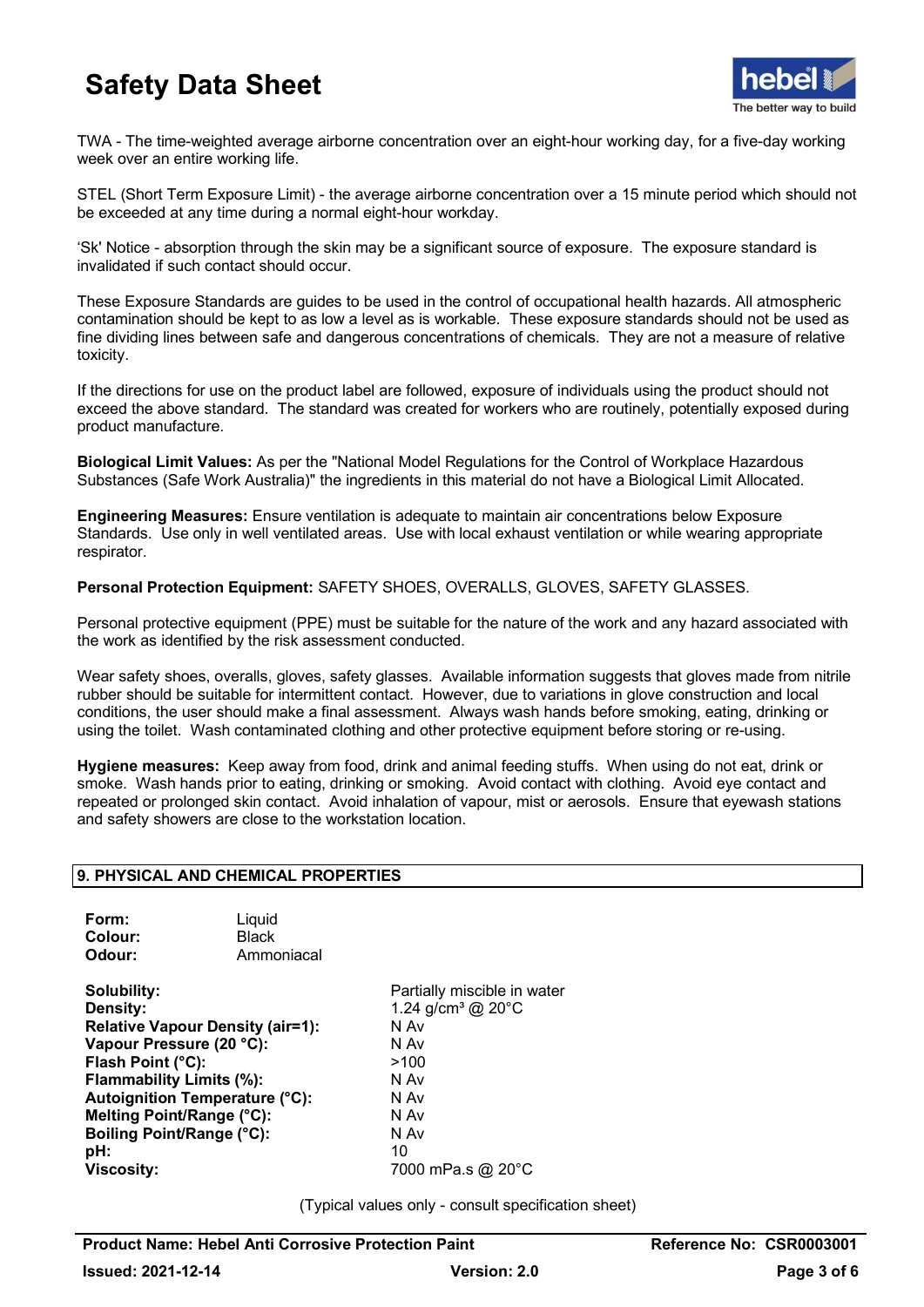TWA - The time-weighted average airborne concentration over an eight-hour working day, for a five-day working week over an entire working life.

STEL (Short Term Exposure Limit) - the average airborne concentration over a 15 minute period which should not be exceeded at any time during a normal eight-hour workday.

'Sk' Notice - absorption through the skin may be a significant source of exposure. The exposure standard is invalidated if such contact should occur.

These Exposure Standards are guides to be used in the control of occupational health hazards. All atmospheric contamination should be kept to as low a level as is workable. These exposure standards should not be used as fine dividing lines between safe and dangerous concentrations of chemicals. They are not a measure of relative toxicity.

If the directions for use on the product label are followed, exposure of individuals using the product should not exceed the above standard. The standard was created for workers who are routinely, potentially exposed during product manufacture.

**Biological Limit Values:** As per the "National Model Regulations for the Control of Workplace Hazardous Substances (Safe Work Australia)" the ingredients in this material do not have a Biological Limit Allocated.

**Engineering Measures:** Ensure ventilation is adequate to maintain air concentrations below Exposure Standards. Use only in well ventilated areas. Use with local exhaust ventilation or while wearing appropriate respirator.

**Personal Protection Equipment:** SAFETY SHOES, OVERALLS, GLOVES, SAFETY GLASSES.

Personal protective equipment (PPE) must be suitable for the nature of the work and any hazard associated with the work as identified by the risk assessment conducted.

Wear safety shoes, overalls, gloves, safety glasses. Available information suggests that gloves made from nitrile rubber should be suitable for intermittent contact. However, due to variations in glove construction and local conditions, the user should make a final assessment. Always wash hands before smoking, eating, drinking or using the toilet. Wash contaminated clothing and other protective equipment before storing or re-using.

**Hygiene measures:** Keep away from food, drink and animal feeding stuffs. When using do not eat, drink or smoke. Wash hands prior to eating, drinking or smoking. Avoid contact with clothing. Avoid eye contact and repeated or prolonged skin contact. Avoid inhalation of vapour, mist or aerosols. Ensure that eyewash stations and safety showers are close to the workstation location.

## 9. PHYSICAL AND CHEMICAL PROPERTIES

**Form:** Liquid
**Colour:** Black
**Odour:** Ammoniacal

| | |
|---|---|
| **Solubility:** | Partially miscible in water |
| **Density:** | 1.24 g/cm³ @ 20°C |
| **Relative Vapour Density (air=1):** | N Av |
| **Vapour Pressure (20 °C):** | N Av |
| **Flash Point (°C):** | >100 |
| **Flammability Limits (%):** | N Av |
| **Autoignition Temperature (°C):** | N Av |
| **Melting Point/Range (°C):** | N Av |
| **Boiling Point/Range (°C):** | N Av |
| **pH:** | 10 |
| **Viscosity:** | 7000 mPa.s @ 20°C |

(Typical values only - consult specification sheet)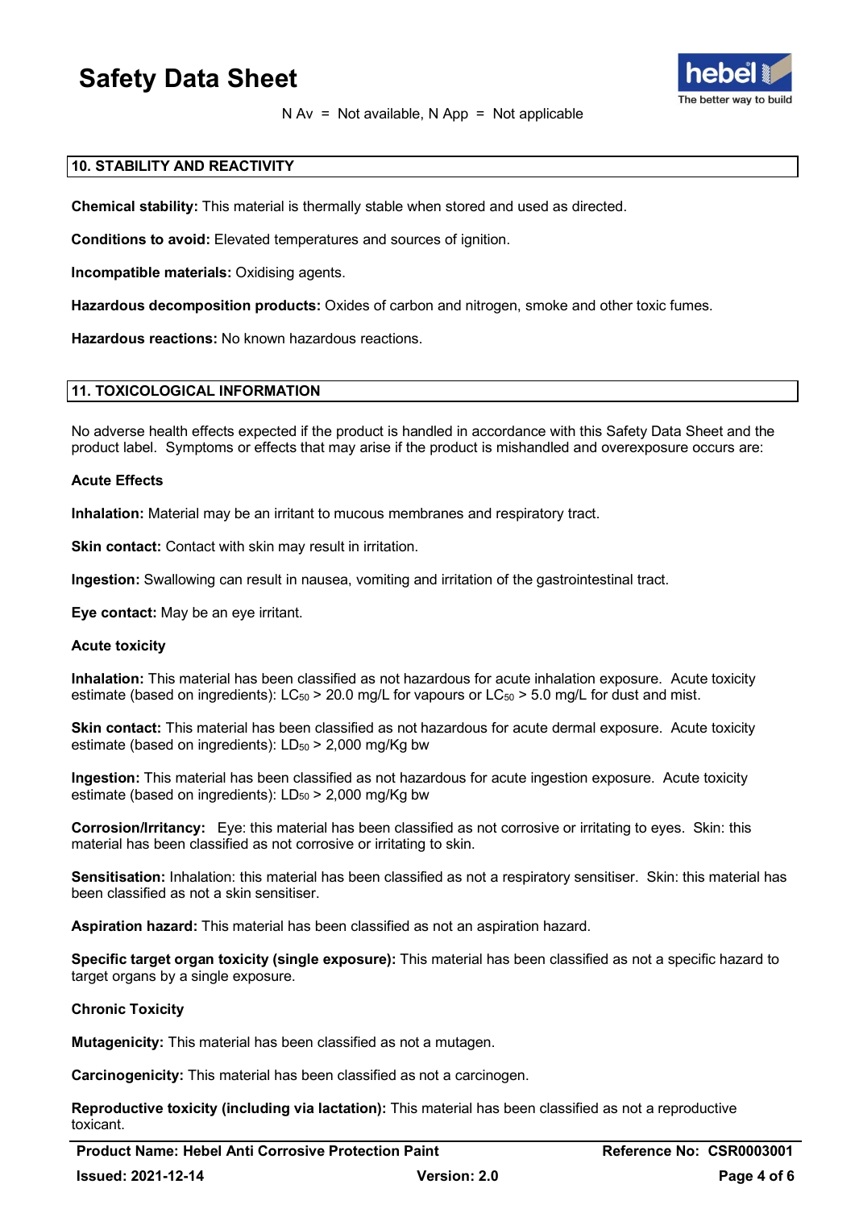N Av = Not available, N App = Not applicable

## 10. STABILITY AND REACTIVITY

**Chemical stability:** This material is thermally stable when stored and used as directed.

**Conditions to avoid:** Elevated temperatures and sources of ignition.

**Incompatible materials:** Oxidising agents.

**Hazardous decomposition products:** Oxides of carbon and nitrogen, smoke and other toxic fumes.

**Hazardous reactions:** No known hazardous reactions.

## 11. TOXICOLOGICAL INFORMATION

No adverse health effects expected if the product is handled in accordance with this Safety Data Sheet and the product label. Symptoms or effects that may arise if the product is mishandled and overexposure occurs are:

**Acute Effects**

**Inhalation:** Material may be an irritant to mucous membranes and respiratory tract.

**Skin contact:** Contact with skin may result in irritation.

**Ingestion:** Swallowing can result in nausea, vomiting and irritation of the gastrointestinal tract.

**Eye contact:** May be an eye irritant.

**Acute toxicity**

**Inhalation:** This material has been classified as not hazardous for acute inhalation exposure. Acute toxicity estimate (based on ingredients): $LC_{50}$ > 20.0 mg/L for vapours or $LC_{50}$ > 5.0 mg/L for dust and mist.

**Skin contact:** This material has been classified as not hazardous for acute dermal exposure. Acute toxicity estimate (based on ingredients): $LD_{50}$ > 2,000 mg/Kg bw

**Ingestion:** This material has been classified as not hazardous for acute ingestion exposure. Acute toxicity estimate (based on ingredients): $LD_{50}$ > 2,000 mg/Kg bw

**Corrosion/Irritancy:** Eye: this material has been classified as not corrosive or irritating to eyes. Skin: this material has been classified as not corrosive or irritating to skin.

**Sensitisation:** Inhalation: this material has been classified as not a respiratory sensitiser. Skin: this material has been classified as not a skin sensitiser.

**Aspiration hazard:** This material has been classified as not an aspiration hazard.

**Specific target organ toxicity (single exposure):** This material has been classified as not a specific hazard to target organs by a single exposure.

**Chronic Toxicity**

**Mutagenicity:** This material has been classified as not a mutagen.

**Carcinogenicity:** This material has been classified as not a carcinogen.

**Reproductive toxicity (including via lactation):** This material has been classified as not a reproductive toxicant.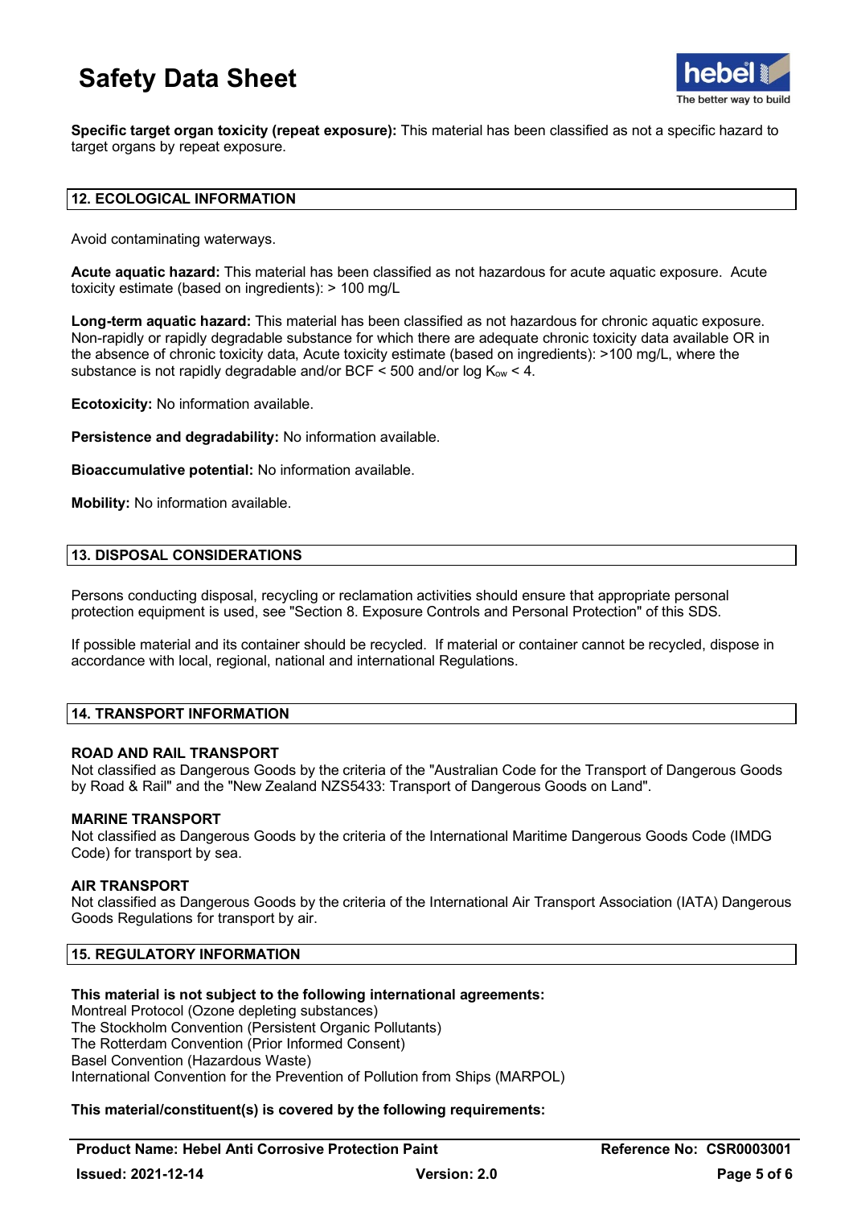**Specific target organ toxicity (repeat exposure):** This material has been classified as not a specific hazard to target organs by repeat exposure.

## 12. ECOLOGICAL INFORMATION

Avoid contaminating waterways.

**Acute aquatic hazard:** This material has been classified as not hazardous for acute aquatic exposure. Acute toxicity estimate (based on ingredients): > 100 mg/L

**Long-term aquatic hazard:** This material has been classified as not hazardous for chronic aquatic exposure. Non-rapidly or rapidly degradable substance for which there are adequate chronic toxicity data available OR in the absence of chronic toxicity data, Acute toxicity estimate (based on ingredients): >100 mg/L, where the substance is not rapidly degradable and/or BCF < 500 and/or log $K_{ow}$ < 4.

**Ecotoxicity:** No information available.

**Persistence and degradability:** No information available.

**Bioaccumulative potential:** No information available.

**Mobility:** No information available.

## 13. DISPOSAL CONSIDERATIONS

Persons conducting disposal, recycling or reclamation activities should ensure that appropriate personal protection equipment is used, see "Section 8. Exposure Controls and Personal Protection" of this SDS.

If possible material and its container should be recycled. If material or container cannot be recycled, dispose in accordance with local, regional, national and international Regulations.

## 14. TRANSPORT INFORMATION

**ROAD AND RAIL TRANSPORT**
Not classified as Dangerous Goods by the criteria of the "Australian Code for the Transport of Dangerous Goods by Road & Rail" and the "New Zealand NZS5433: Transport of Dangerous Goods on Land".

**MARINE TRANSPORT**
Not classified as Dangerous Goods by the criteria of the International Maritime Dangerous Goods Code (IMDG Code) for transport by sea.

**AIR TRANSPORT**
Not classified as Dangerous Goods by the criteria of the International Air Transport Association (IATA) Dangerous Goods Regulations for transport by air.

## 15. REGULATORY INFORMATION

**This material is not subject to the following international agreements:**
Montreal Protocol (Ozone depleting substances)
The Stockholm Convention (Persistent Organic Pollutants)
The Rotterdam Convention (Prior Informed Consent)
Basel Convention (Hazardous Waste)
International Convention for the Prevention of Pollution from Ships (MARPOL)

**This material/constituent(s) is covered by the following requirements:**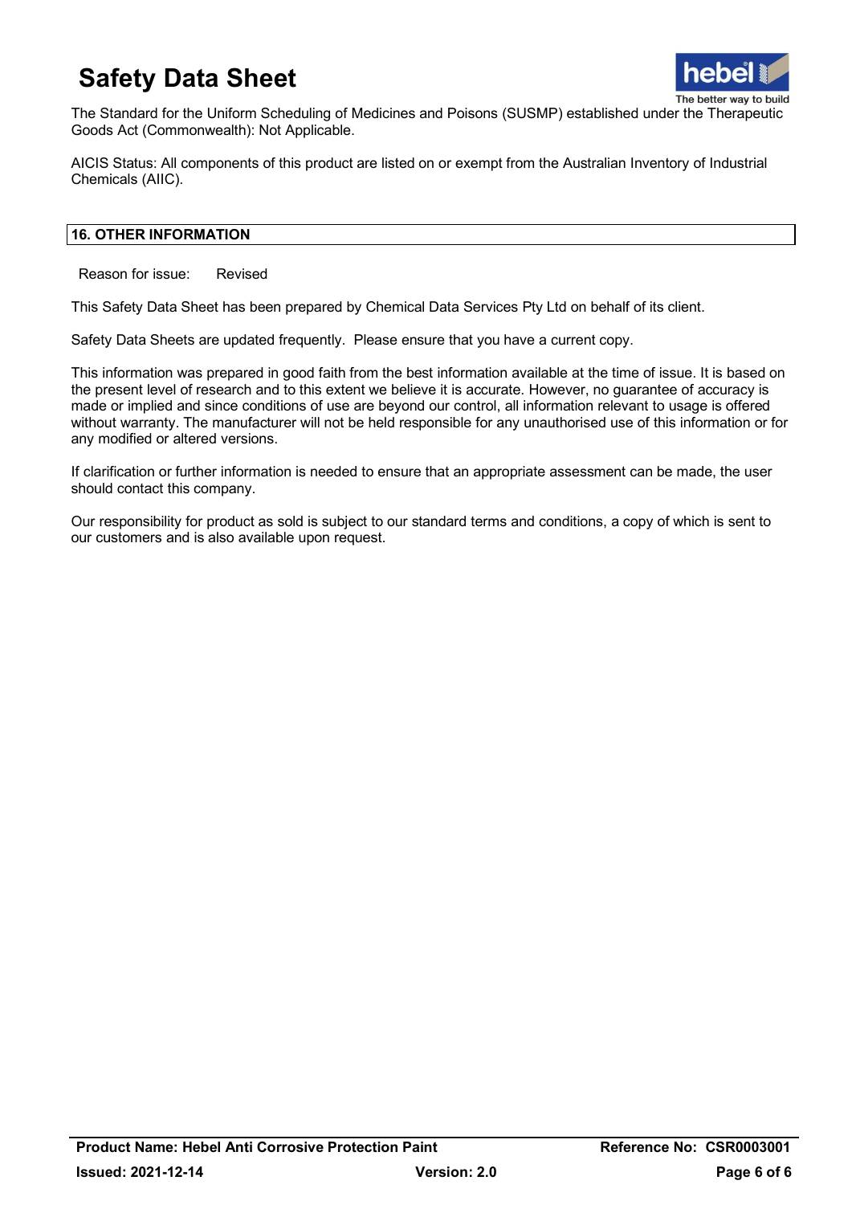The Standard for the Uniform Scheduling of Medicines and Poisons (SUSMP) established under the Therapeutic Goods Act (Commonwealth): Not Applicable.

AICIS Status: All components of this product are listed on or exempt from the Australian Inventory of Industrial Chemicals (AIIC).

## 16. OTHER INFORMATION

Reason for issue: Revised

This Safety Data Sheet has been prepared by Chemical Data Services Pty Ltd on behalf of its client.

Safety Data Sheets are updated frequently. Please ensure that you have a current copy.

This information was prepared in good faith from the best information available at the time of issue. It is based on the present level of research and to this extent we believe it is accurate. However, no guarantee of accuracy is made or implied and since conditions of use are beyond our control, all information relevant to usage is offered without warranty. The manufacturer will not be held responsible for any unauthorised use of this information or for any modified or altered versions.

If clarification or further information is needed to ensure that an appropriate assessment can be made, the user should contact this company.

Our responsibility for product as sold is subject to our standard terms and conditions, a copy of which is sent to our customers and is also available upon request.